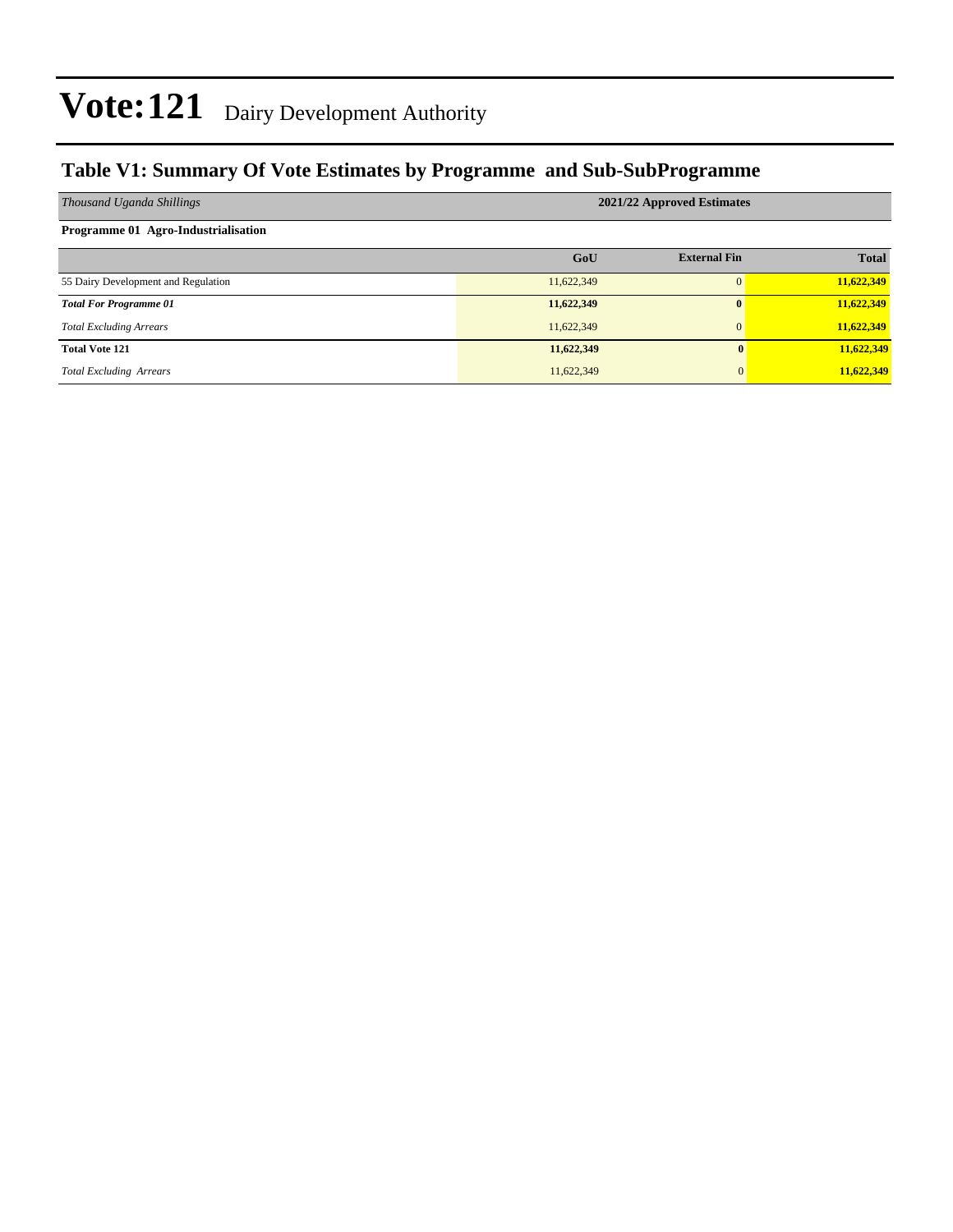# Vote:121 Dairy Development Authority

## Table V1: Summary Of Vote Estimates by Programme and Sub-SubProgramme

| *Thousand Uganda Shillings* | 2021/22 Approved Estimates | | |
|---|---|---|---|
| **Programme 01 Agro-Industrialisation** | | | |
| | **GoU** | **External Fin** | **Total** |
| 55 Dairy Development and Regulation | 11,622,349 | 0 | **11,622,349** |
| ***Total For Programme 01*** | **11,622,349** | **0** | **11,622,349** |
| *Total Excluding Arrears* | 11,622,349 | 0 | **11,622,349** |
| **Total Vote 121** | **11,622,349** | **0** | **11,622,349** |
| *Total Excluding Arrears* | 11,622,349 | 0 | **11,622,349** |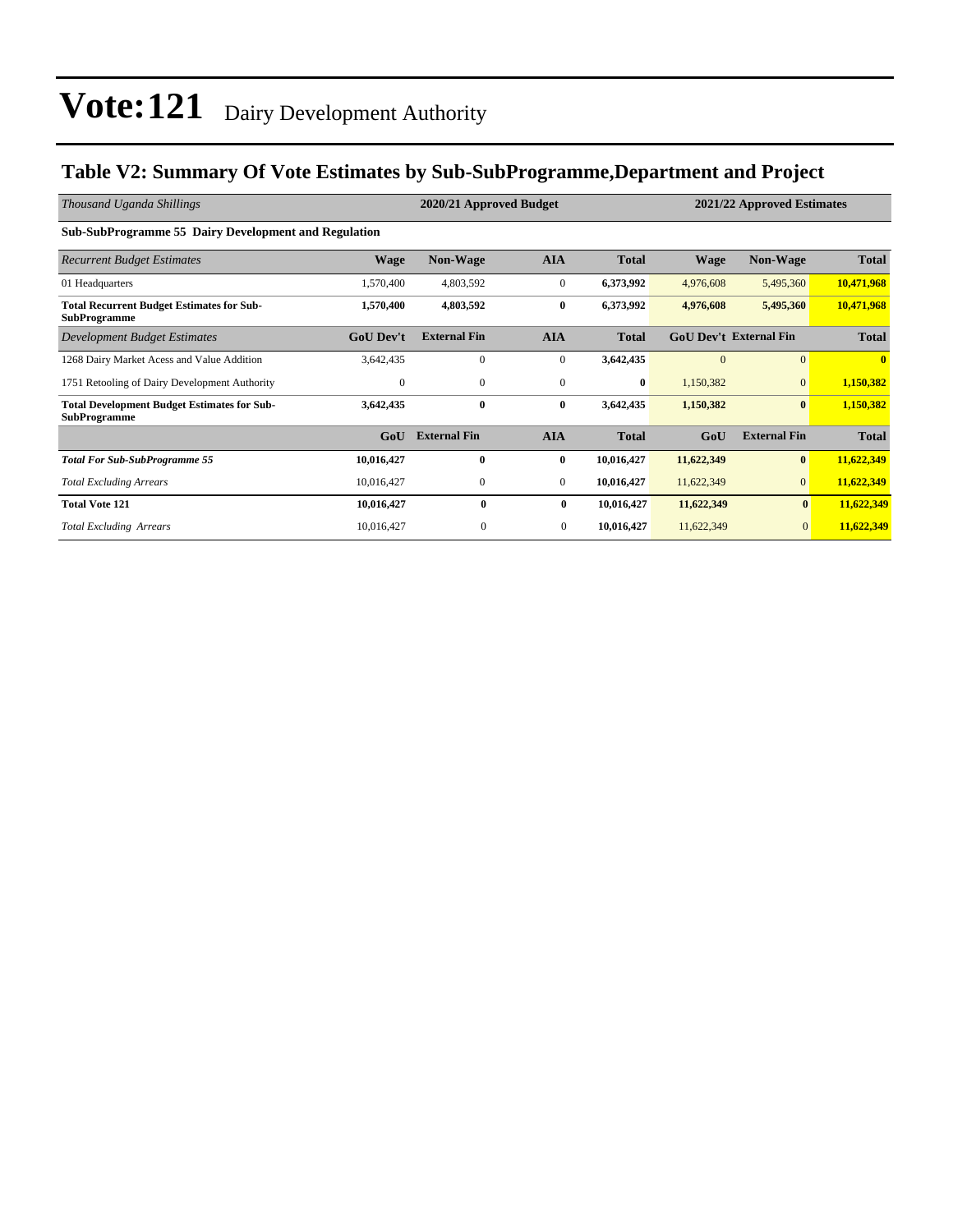# Vote:121 Dairy Development Authority

## Table V2: Summary Of Vote Estimates by Sub-SubProgramme,Department and Project

| *Thousand Uganda Shillings* | 2020/21 Approved Budget | | | | 2021/22 Approved Estimates | | |
|---|---|---|---|---|---|---|---|
| **Sub-SubProgramme 55 Dairy Development and Regulation** | | | | | | | |
| *Recurrent Budget Estimates* | **Wage** | **Non-Wage** | **AIA** | **Total** | **Wage** | **Non-Wage** | **Total** |
| 01 Headquarters | 1,570,400 | 4,803,592 | 0 | **6,373,992** | 4,976,608 | 5,495,360 | **10,471,968** |
| **Total Recurrent Budget Estimates for Sub-SubProgramme** | **1,570,400** | **4,803,592** | **0** | **6,373,992** | **4,976,608** | **5,495,360** | **10,471,968** |
| *Development Budget Estimates* | **GoU Dev't** | **External Fin** | **AIA** | **Total** | **GoU Dev't** | **External Fin** | **Total** |
| 1268 Dairy Market Acess and Value Addition | 3,642,435 | 0 | 0 | **3,642,435** | 0 | 0 | **0** |
| 1751 Retooling of Dairy Development Authority | 0 | 0 | 0 | **0** | 1,150,382 | 0 | **1,150,382** |
| **Total Development Budget Estimates for Sub-SubProgramme** | **3,642,435** | **0** | **0** | **3,642,435** | **1,150,382** | **0** | **1,150,382** |
| | **GoU** | **External Fin** | **AIA** | **Total** | **GoU** | **External Fin** | **Total** |
| ***Total For Sub-SubProgramme 55*** | **10,016,427** | **0** | **0** | **10,016,427** | **11,622,349** | **0** | **11,622,349** |
| *Total Excluding Arrears* | 10,016,427 | 0 | 0 | **10,016,427** | 11,622,349 | 0 | **11,622,349** |
| **Total Vote 121** | **10,016,427** | **0** | **0** | **10,016,427** | **11,622,349** | **0** | **11,622,349** |
| *Total Excluding Arrears* | 10,016,427 | 0 | 0 | **10,016,427** | 11,622,349 | 0 | **11,622,349** |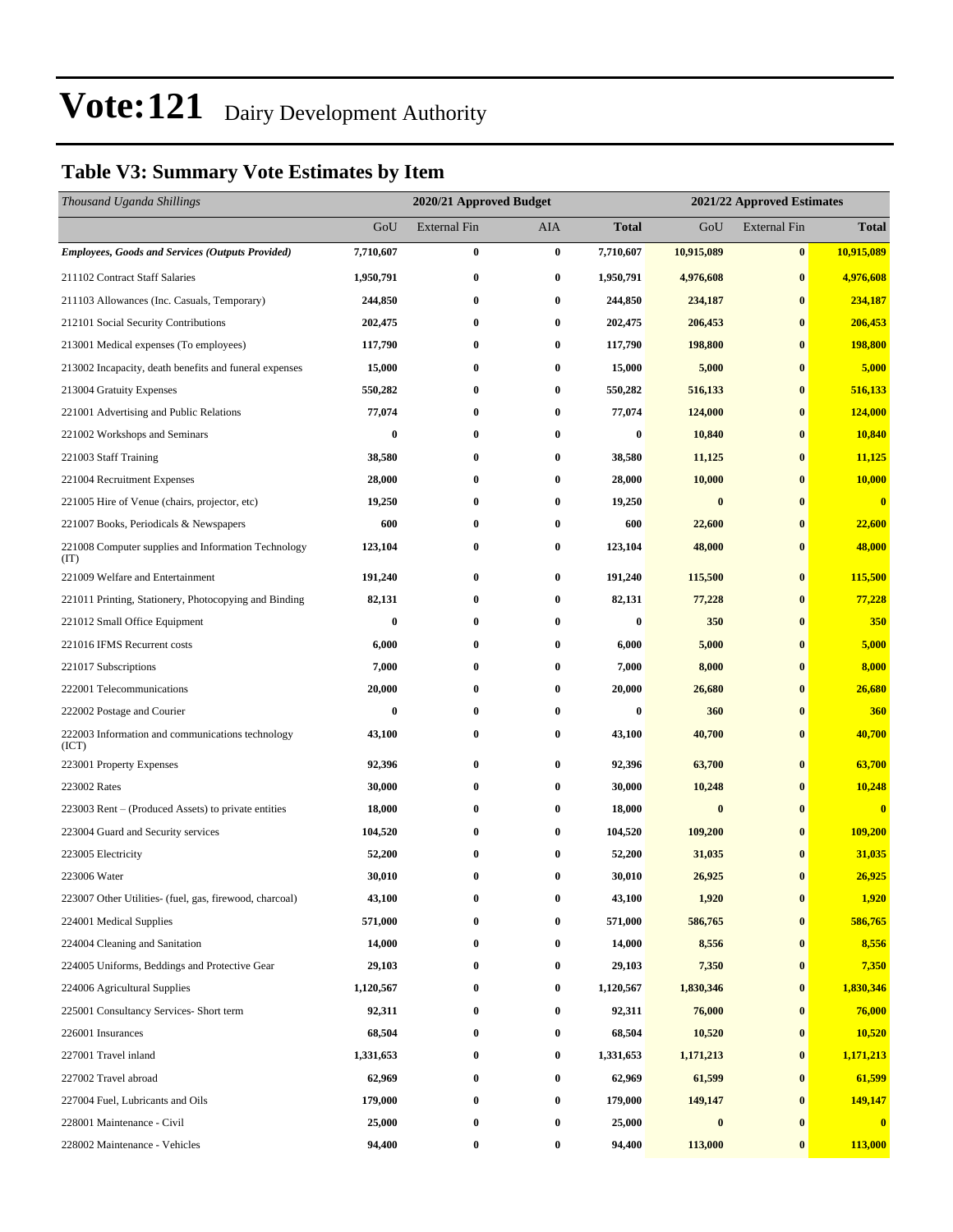# Vote:121 Dairy Development Authority

## Table V3: Summary Vote Estimates by Item

| *Thousand Uganda Shillings* | 2020/21 Approved Budget | | | | 2021/22 Approved Estimates | | |
|---|---|---|---|---|---|---|---|
| | GoU | External Fin | AIA | **Total** | GoU | External Fin | **Total** |
| ***Employees, Goods and Services (Outputs Provided)*** | **7,710,607** | **0** | **0** | **7,710,607** | **10,915,089** | **0** | **10,915,089** |
| 211102 Contract Staff Salaries | **1,950,791** | **0** | **0** | **1,950,791** | **4,976,608** | **0** | **4,976,608** |
| 211103 Allowances (Inc. Casuals, Temporary) | **244,850** | **0** | **0** | **244,850** | **234,187** | **0** | **234,187** |
| 212101 Social Security Contributions | **202,475** | **0** | **0** | **202,475** | **206,453** | **0** | **206,453** |
| 213001 Medical expenses (To employees) | **117,790** | **0** | **0** | **117,790** | **198,800** | **0** | **198,800** |
| 213002 Incapacity, death benefits and funeral expenses | **15,000** | **0** | **0** | **15,000** | **5,000** | **0** | **5,000** |
| 213004 Gratuity Expenses | **550,282** | **0** | **0** | **550,282** | **516,133** | **0** | **516,133** |
| 221001 Advertising and Public Relations | **77,074** | **0** | **0** | **77,074** | **124,000** | **0** | **124,000** |
| 221002 Workshops and Seminars | **0** | **0** | **0** | **0** | **10,840** | **0** | **10,840** |
| 221003 Staff Training | **38,580** | **0** | **0** | **38,580** | **11,125** | **0** | **11,125** |
| 221004 Recruitment Expenses | **28,000** | **0** | **0** | **28,000** | **10,000** | **0** | **10,000** |
| 221005 Hire of Venue (chairs, projector, etc) | **19,250** | **0** | **0** | **19,250** | **0** | **0** | **0** |
| 221007 Books, Periodicals & Newspapers | **600** | **0** | **0** | **600** | **22,600** | **0** | **22,600** |
| 221008 Computer supplies and Information Technology (IT) | **123,104** | **0** | **0** | **123,104** | **48,000** | **0** | **48,000** |
| 221009 Welfare and Entertainment | **191,240** | **0** | **0** | **191,240** | **115,500** | **0** | **115,500** |
| 221011 Printing, Stationery, Photocopying and Binding | **82,131** | **0** | **0** | **82,131** | **77,228** | **0** | **77,228** |
| 221012 Small Office Equipment | **0** | **0** | **0** | **0** | **350** | **0** | **350** |
| 221016 IFMS Recurrent costs | **6,000** | **0** | **0** | **6,000** | **5,000** | **0** | **5,000** |
| 221017 Subscriptions | **7,000** | **0** | **0** | **7,000** | **8,000** | **0** | **8,000** |
| 222001 Telecommunications | **20,000** | **0** | **0** | **20,000** | **26,680** | **0** | **26,680** |
| 222002 Postage and Courier | **0** | **0** | **0** | **0** | **360** | **0** | **360** |
| 222003 Information and communications technology (ICT) | **43,100** | **0** | **0** | **43,100** | **40,700** | **0** | **40,700** |
| 223001 Property Expenses | **92,396** | **0** | **0** | **92,396** | **63,700** | **0** | **63,700** |
| 223002 Rates | **30,000** | **0** | **0** | **30,000** | **10,248** | **0** | **10,248** |
| 223003 Rent – (Produced Assets) to private entities | **18,000** | **0** | **0** | **18,000** | **0** | **0** | **0** |
| 223004 Guard and Security services | **104,520** | **0** | **0** | **104,520** | **109,200** | **0** | **109,200** |
| 223005 Electricity | **52,200** | **0** | **0** | **52,200** | **31,035** | **0** | **31,035** |
| 223006 Water | **30,010** | **0** | **0** | **30,010** | **26,925** | **0** | **26,925** |
| 223007 Other Utilities- (fuel, gas, firewood, charcoal) | **43,100** | **0** | **0** | **43,100** | **1,920** | **0** | **1,920** |
| 224001 Medical Supplies | **571,000** | **0** | **0** | **571,000** | **586,765** | **0** | **586,765** |
| 224004 Cleaning and Sanitation | **14,000** | **0** | **0** | **14,000** | **8,556** | **0** | **8,556** |
| 224005 Uniforms, Beddings and Protective Gear | **29,103** | **0** | **0** | **29,103** | **7,350** | **0** | **7,350** |
| 224006 Agricultural Supplies | **1,120,567** | **0** | **0** | **1,120,567** | **1,830,346** | **0** | **1,830,346** |
| 225001 Consultancy Services- Short term | **92,311** | **0** | **0** | **92,311** | **76,000** | **0** | **76,000** |
| 226001 Insurances | **68,504** | **0** | **0** | **68,504** | **10,520** | **0** | **10,520** |
| 227001 Travel inland | **1,331,653** | **0** | **0** | **1,331,653** | **1,171,213** | **0** | **1,171,213** |
| 227002 Travel abroad | **62,969** | **0** | **0** | **62,969** | **61,599** | **0** | **61,599** |
| 227004 Fuel, Lubricants and Oils | **179,000** | **0** | **0** | **179,000** | **149,147** | **0** | **149,147** |
| 228001 Maintenance - Civil | **25,000** | **0** | **0** | **25,000** | **0** | **0** | **0** |
| 228002 Maintenance - Vehicles | **94,400** | **0** | **0** | **94,400** | **113,000** | **0** | **113,000** |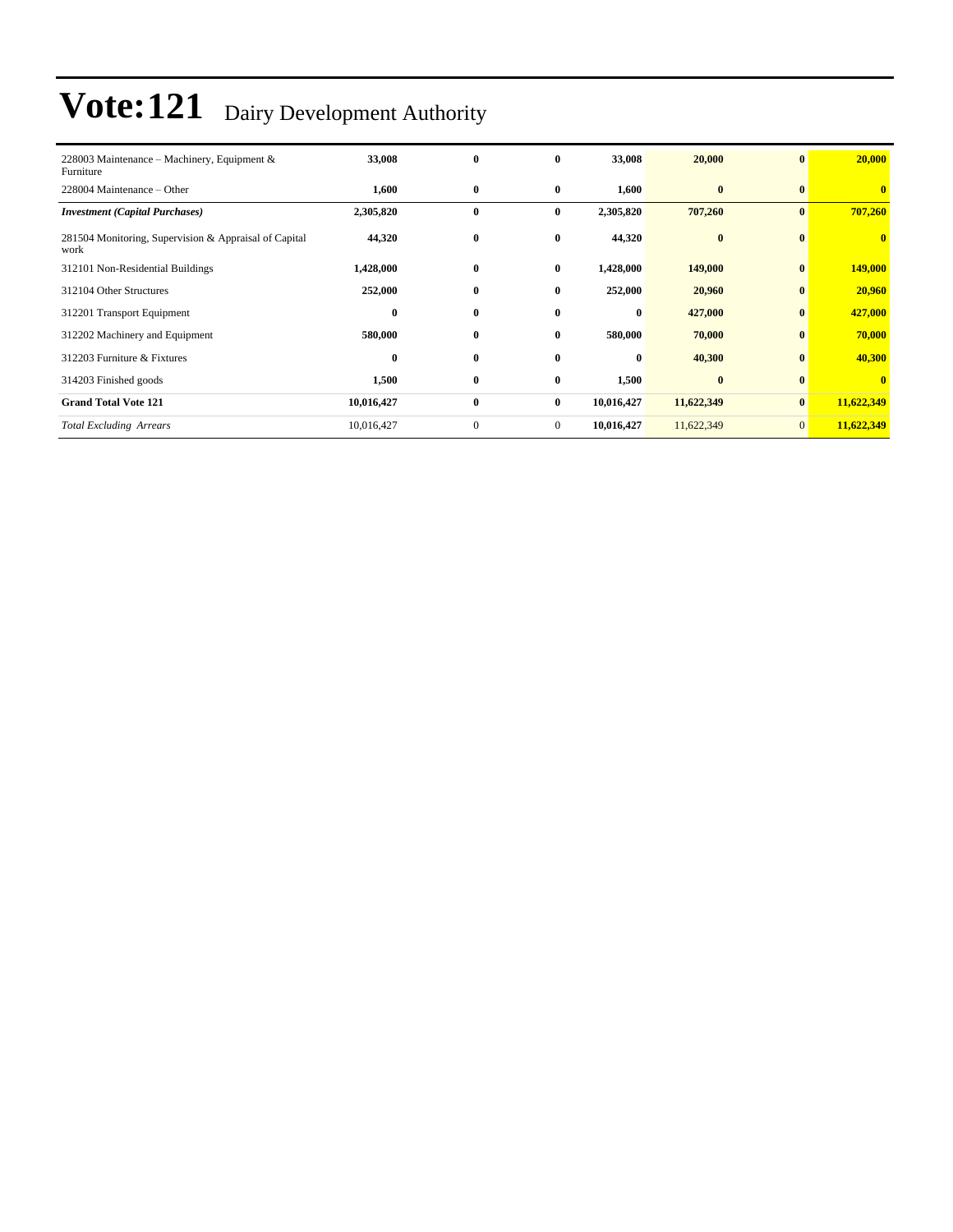# Vote:121 Dairy Development Authority

| | | | | | | | |
|---|---|---|---|---|---|---|---|
| 228003 Maintenance – Machinery, Equipment & Furniture | **33,008** | **0** | **0** | **33,008** | **20,000** | **0** | **20,000** |
| 228004 Maintenance – Other | **1,600** | **0** | **0** | **1,600** | **0** | **0** | **0** |
| ***Investment (Capital Purchases)*** | **2,305,820** | **0** | **0** | **2,305,820** | **707,260** | **0** | **707,260** |
| 281504 Monitoring, Supervision & Appraisal of Capital work | **44,320** | **0** | **0** | **44,320** | **0** | **0** | **0** |
| 312101 Non-Residential Buildings | **1,428,000** | **0** | **0** | **1,428,000** | **149,000** | **0** | **149,000** |
| 312104 Other Structures | **252,000** | **0** | **0** | **252,000** | **20,960** | **0** | **20,960** |
| 312201 Transport Equipment | **0** | **0** | **0** | **0** | **427,000** | **0** | **427,000** |
| 312202 Machinery and Equipment | **580,000** | **0** | **0** | **580,000** | **70,000** | **0** | **70,000** |
| 312203 Furniture & Fixtures | **0** | **0** | **0** | **0** | **40,300** | **0** | **40,300** |
| 314203 Finished goods | **1,500** | **0** | **0** | **1,500** | **0** | **0** | **0** |
| **Grand Total Vote 121** | **10,016,427** | **0** | **0** | **10,016,427** | **11,622,349** | **0** | **11,622,349** |
| *Total Excluding Arrears* | 10,016,427 | 0 | 0 | **10,016,427** | 11,622,349 | 0 | **11,622,349** |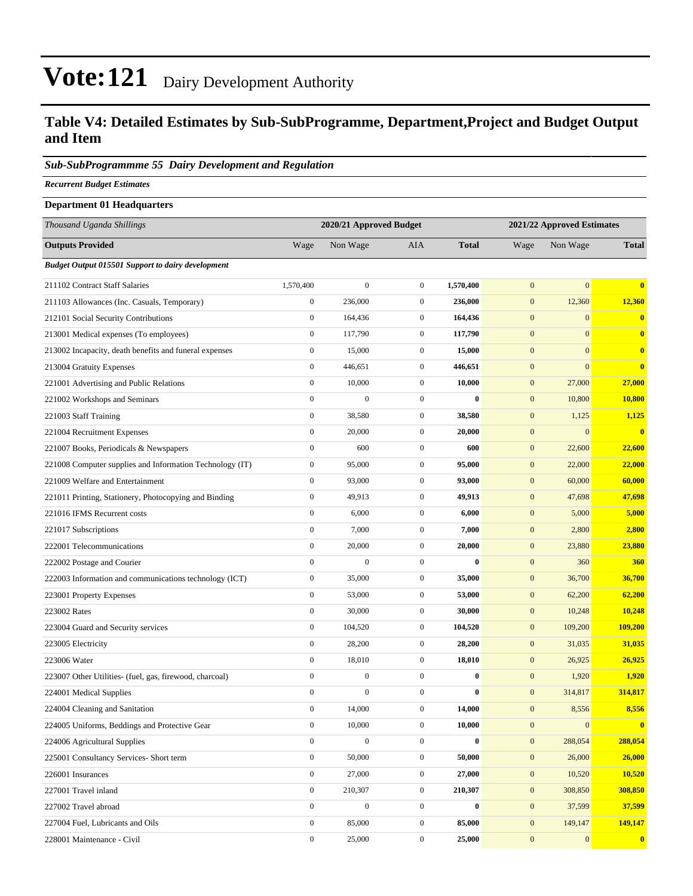# Vote:121 Dairy Development Authority

## Table V4: Detailed Estimates by Sub-SubProgramme, Department,Project and Budget Output and Item

### *Sub-SubProgrammme 55 Dairy Development and Regulation*

***Recurrent Budget Estimates***

**Department 01 Headquarters**

| *Thousand Uganda Shillings* | 2020/21 Approved Budget | | | | 2021/22 Approved Estimates | | |
|---|---|---|---|---|---|---|---|
| **Outputs Provided** | Wage | Non Wage | AIA | **Total** | Wage | Non Wage | **Total** |
| ***Budget Output 015501 Support to dairy development*** | | | | | | | |
| 211102 Contract Staff Salaries | 1,570,400 | 0 | 0 | **1,570,400** | 0 | 0 | **0** |
| 211103 Allowances (Inc. Casuals, Temporary) | 0 | 236,000 | 0 | **236,000** | 0 | 12,360 | **12,360** |
| 212101 Social Security Contributions | 0 | 164,436 | 0 | **164,436** | 0 | 0 | **0** |
| 213001 Medical expenses (To employees) | 0 | 117,790 | 0 | **117,790** | 0 | 0 | **0** |
| 213002 Incapacity, death benefits and funeral expenses | 0 | 15,000 | 0 | **15,000** | 0 | 0 | **0** |
| 213004 Gratuity Expenses | 0 | 446,651 | 0 | **446,651** | 0 | 0 | **0** |
| 221001 Advertising and Public Relations | 0 | 10,000 | 0 | **10,000** | 0 | 27,000 | **27,000** |
| 221002 Workshops and Seminars | 0 | 0 | 0 | **0** | 0 | 10,800 | **10,800** |
| 221003 Staff Training | 0 | 38,580 | 0 | **38,580** | 0 | 1,125 | **1,125** |
| 221004 Recruitment Expenses | 0 | 20,000 | 0 | **20,000** | 0 | 0 | **0** |
| 221007 Books, Periodicals & Newspapers | 0 | 600 | 0 | **600** | 0 | 22,600 | **22,600** |
| 221008 Computer supplies and Information Technology (IT) | 0 | 95,000 | 0 | **95,000** | 0 | 22,000 | **22,000** |
| 221009 Welfare and Entertainment | 0 | 93,000 | 0 | **93,000** | 0 | 60,000 | **60,000** |
| 221011 Printing, Stationery, Photocopying and Binding | 0 | 49,913 | 0 | **49,913** | 0 | 47,698 | **47,698** |
| 221016 IFMS Recurrent costs | 0 | 6,000 | 0 | **6,000** | 0 | 5,000 | **5,000** |
| 221017 Subscriptions | 0 | 7,000 | 0 | **7,000** | 0 | 2,800 | **2,800** |
| 222001 Telecommunications | 0 | 20,000 | 0 | **20,000** | 0 | 23,880 | **23,880** |
| 222002 Postage and Courier | 0 | 0 | 0 | **0** | 0 | 360 | **360** |
| 222003 Information and communications technology (ICT) | 0 | 35,000 | 0 | **35,000** | 0 | 36,700 | **36,700** |
| 223001 Property Expenses | 0 | 53,000 | 0 | **53,000** | 0 | 62,200 | **62,200** |
| 223002 Rates | 0 | 30,000 | 0 | **30,000** | 0 | 10,248 | **10,248** |
| 223004 Guard and Security services | 0 | 104,520 | 0 | **104,520** | 0 | 109,200 | **109,200** |
| 223005 Electricity | 0 | 28,200 | 0 | **28,200** | 0 | 31,035 | **31,035** |
| 223006 Water | 0 | 18,010 | 0 | **18,010** | 0 | 26,925 | **26,925** |
| 223007 Other Utilities- (fuel, gas, firewood, charcoal) | 0 | 0 | 0 | **0** | 0 | 1,920 | **1,920** |
| 224001 Medical Supplies | 0 | 0 | 0 | **0** | 0 | 314,817 | **314,817** |
| 224004 Cleaning and Sanitation | 0 | 14,000 | 0 | **14,000** | 0 | 8,556 | **8,556** |
| 224005 Uniforms, Beddings and Protective Gear | 0 | 10,000 | 0 | **10,000** | 0 | 0 | **0** |
| 224006 Agricultural Supplies | 0 | 0 | 0 | **0** | 0 | 288,054 | **288,054** |
| 225001 Consultancy Services- Short term | 0 | 50,000 | 0 | **50,000** | 0 | 26,000 | **26,000** |
| 226001 Insurances | 0 | 27,000 | 0 | **27,000** | 0 | 10,520 | **10,520** |
| 227001 Travel inland | 0 | 210,307 | 0 | **210,307** | 0 | 308,850 | **308,850** |
| 227002 Travel abroad | 0 | 0 | 0 | **0** | 0 | 37,599 | **37,599** |
| 227004 Fuel, Lubricants and Oils | 0 | 85,000 | 0 | **85,000** | 0 | 149,147 | **149,147** |
| 228001 Maintenance - Civil | 0 | 25,000 | 0 | **25,000** | 0 | 0 | **0** |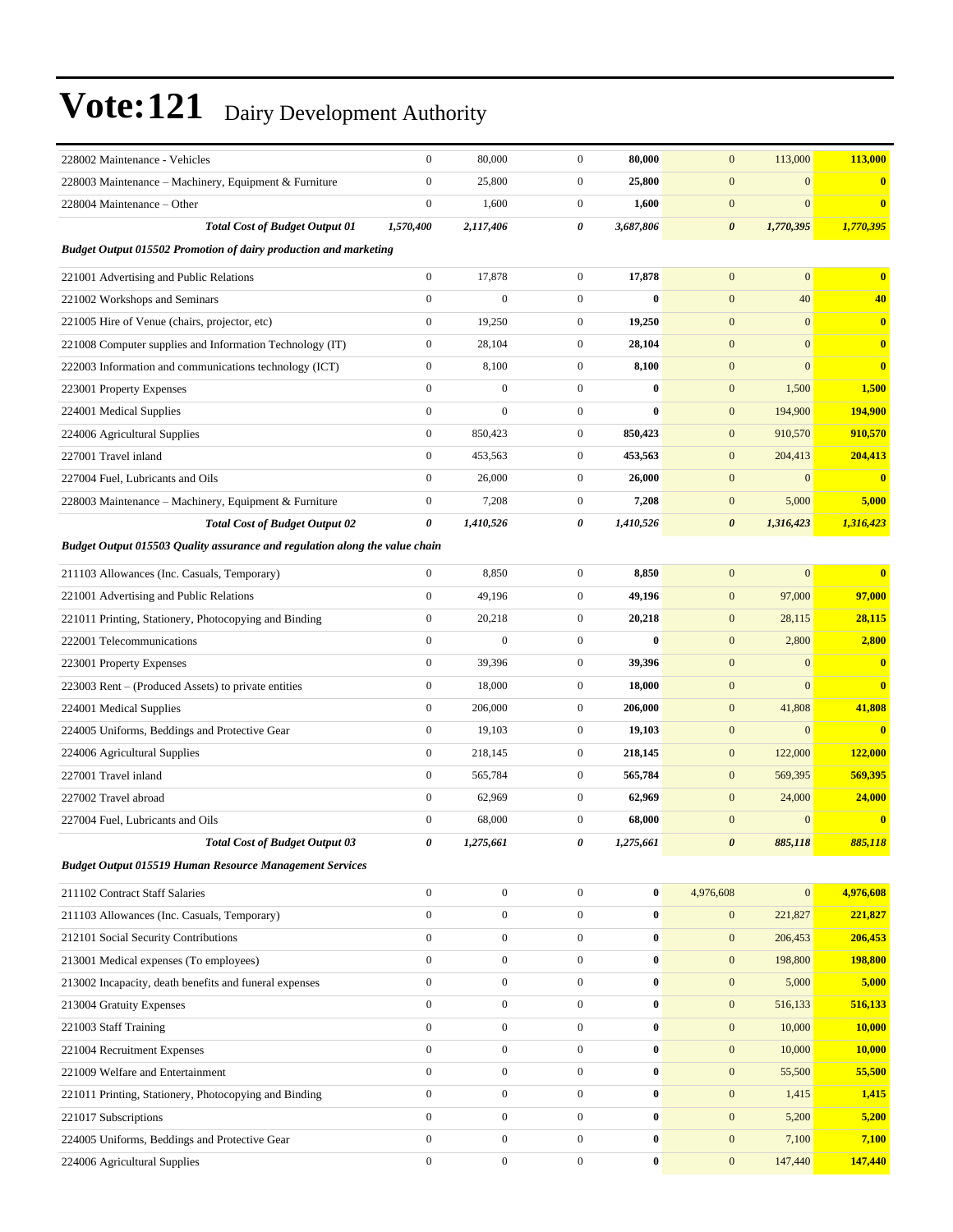# Vote:121 Dairy Development Authority

| | | | | | | | |
|---|---|---|---|---|---|---|---|
| 228002 Maintenance - Vehicles | 0 | 80,000 | 0 | **80,000** | 0 | 113,000 | **113,000** |
| 228003 Maintenance – Machinery, Equipment & Furniture | 0 | 25,800 | 0 | **25,800** | 0 | 0 | **0** |
| 228004 Maintenance – Other | 0 | 1,600 | 0 | **1,600** | 0 | 0 | **0** |
| ***Total Cost of Budget Output 01*** | ***1,570,400*** | ***2,117,406*** | ***0*** | ***3,687,806*** | ***0*** | ***1,770,395*** | ***1,770,395*** |
| ***Budget Output 015502 Promotion of dairy production and marketing*** | | | | | | | |
| 221001 Advertising and Public Relations | 0 | 17,878 | 0 | **17,878** | 0 | 0 | **0** |
| 221002 Workshops and Seminars | 0 | 0 | 0 | **0** | 0 | 40 | **40** |
| 221005 Hire of Venue (chairs, projector, etc) | 0 | 19,250 | 0 | **19,250** | 0 | 0 | **0** |
| 221008 Computer supplies and Information Technology (IT) | 0 | 28,104 | 0 | **28,104** | 0 | 0 | **0** |
| 222003 Information and communications technology (ICT) | 0 | 8,100 | 0 | **8,100** | 0 | 0 | **0** |
| 223001 Property Expenses | 0 | 0 | 0 | **0** | 0 | 1,500 | **1,500** |
| 224001 Medical Supplies | 0 | 0 | 0 | **0** | 0 | 194,900 | **194,900** |
| 224006 Agricultural Supplies | 0 | 850,423 | 0 | **850,423** | 0 | 910,570 | **910,570** |
| 227001 Travel inland | 0 | 453,563 | 0 | **453,563** | 0 | 204,413 | **204,413** |
| 227004 Fuel, Lubricants and Oils | 0 | 26,000 | 0 | **26,000** | 0 | 0 | **0** |
| 228003 Maintenance – Machinery, Equipment & Furniture | 0 | 7,208 | 0 | **7,208** | 0 | 5,000 | **5,000** |
| ***Total Cost of Budget Output 02*** | ***0*** | ***1,410,526*** | ***0*** | ***1,410,526*** | ***0*** | ***1,316,423*** | ***1,316,423*** |
| ***Budget Output 015503 Quality assurance and regulation along the value chain*** | | | | | | | |
| 211103 Allowances (Inc. Casuals, Temporary) | 0 | 8,850 | 0 | **8,850** | 0 | 0 | **0** |
| 221001 Advertising and Public Relations | 0 | 49,196 | 0 | **49,196** | 0 | 97,000 | **97,000** |
| 221011 Printing, Stationery, Photocopying and Binding | 0 | 20,218 | 0 | **20,218** | 0 | 28,115 | **28,115** |
| 222001 Telecommunications | 0 | 0 | 0 | **0** | 0 | 2,800 | **2,800** |
| 223001 Property Expenses | 0 | 39,396 | 0 | **39,396** | 0 | 0 | **0** |
| 223003 Rent – (Produced Assets) to private entities | 0 | 18,000 | 0 | **18,000** | 0 | 0 | **0** |
| 224001 Medical Supplies | 0 | 206,000 | 0 | **206,000** | 0 | 41,808 | **41,808** |
| 224005 Uniforms, Beddings and Protective Gear | 0 | 19,103 | 0 | **19,103** | 0 | 0 | **0** |
| 224006 Agricultural Supplies | 0 | 218,145 | 0 | **218,145** | 0 | 122,000 | **122,000** |
| 227001 Travel inland | 0 | 565,784 | 0 | **565,784** | 0 | 569,395 | **569,395** |
| 227002 Travel abroad | 0 | 62,969 | 0 | **62,969** | 0 | 24,000 | **24,000** |
| 227004 Fuel, Lubricants and Oils | 0 | 68,000 | 0 | **68,000** | 0 | 0 | **0** |
| ***Total Cost of Budget Output 03*** | ***0*** | ***1,275,661*** | ***0*** | ***1,275,661*** | ***0*** | ***885,118*** | ***885,118*** |
| ***Budget Output 015519 Human Resource Management Services*** | | | | | | | |
| 211102 Contract Staff Salaries | 0 | 0 | 0 | **0** | 4,976,608 | 0 | **4,976,608** |
| 211103 Allowances (Inc. Casuals, Temporary) | 0 | 0 | 0 | **0** | 0 | 221,827 | **221,827** |
| 212101 Social Security Contributions | 0 | 0 | 0 | **0** | 0 | 206,453 | **206,453** |
| 213001 Medical expenses (To employees) | 0 | 0 | 0 | **0** | 0 | 198,800 | **198,800** |
| 213002 Incapacity, death benefits and funeral expenses | 0 | 0 | 0 | **0** | 0 | 5,000 | **5,000** |
| 213004 Gratuity Expenses | 0 | 0 | 0 | **0** | 0 | 516,133 | **516,133** |
| 221003 Staff Training | 0 | 0 | 0 | **0** | 0 | 10,000 | **10,000** |
| 221004 Recruitment Expenses | 0 | 0 | 0 | **0** | 0 | 10,000 | **10,000** |
| 221009 Welfare and Entertainment | 0 | 0 | 0 | **0** | 0 | 55,500 | **55,500** |
| 221011 Printing, Stationery, Photocopying and Binding | 0 | 0 | 0 | **0** | 0 | 1,415 | **1,415** |
| 221017 Subscriptions | 0 | 0 | 0 | **0** | 0 | 5,200 | **5,200** |
| 224005 Uniforms, Beddings and Protective Gear | 0 | 0 | 0 | **0** | 0 | 7,100 | **7,100** |
| 224006 Agricultural Supplies | 0 | 0 | 0 | **0** | 0 | 147,440 | **147,440** |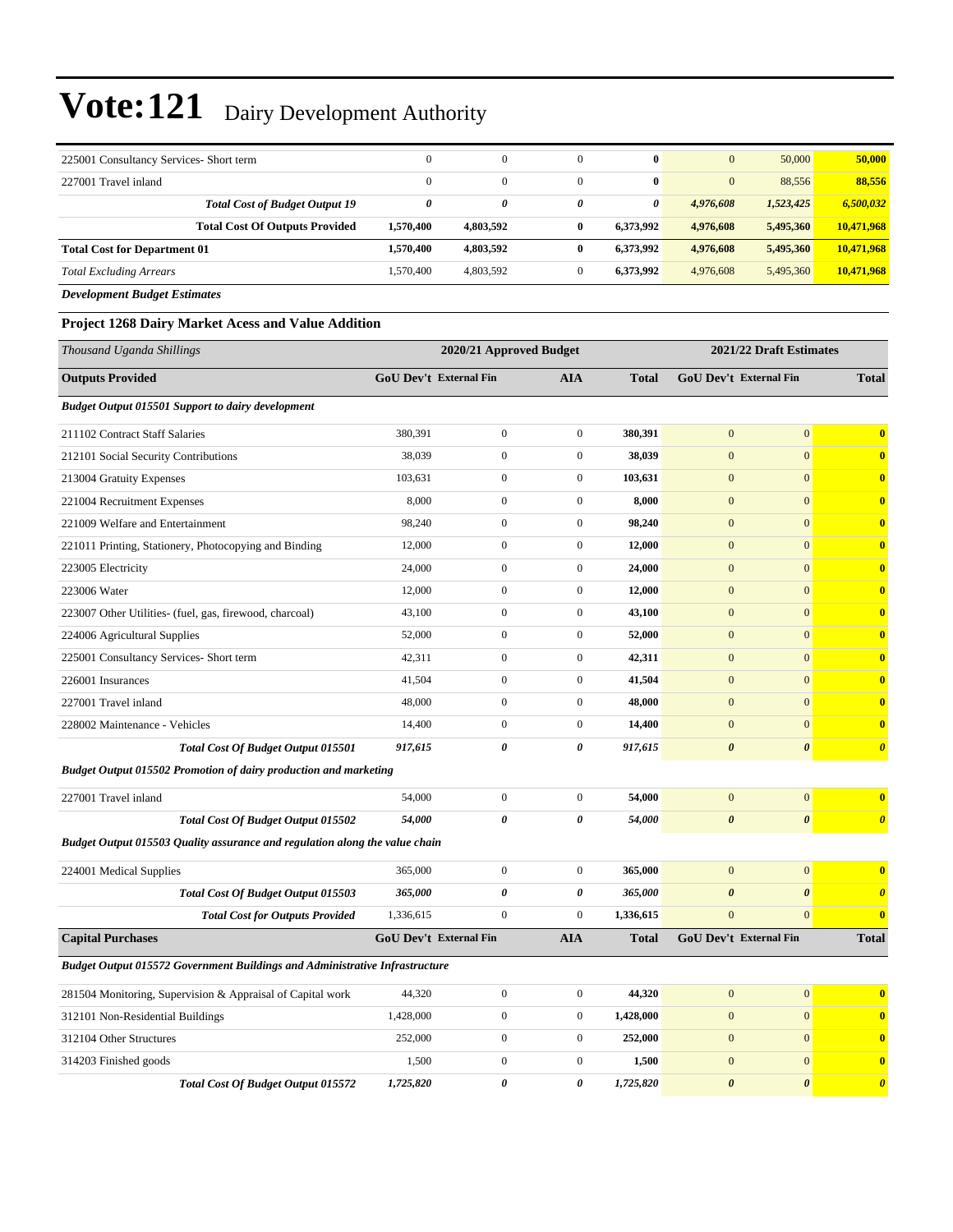# Vote:121 Dairy Development Authority

| | | | | | | | |
|---|---|---|---|---|---|---|---|
| 225001 Consultancy Services- Short term | 0 | 0 | 0 | **0** | 0 | 50,000 | **50,000** |
| 227001 Travel inland | 0 | 0 | 0 | **0** | 0 | 88,556 | **88,556** |
| ***Total Cost of Budget Output 19*** | ***0*** | ***0*** | ***0*** | ***0*** | ***4,976,608*** | ***1,523,425*** | ***6,500,032*** |
| **Total Cost Of Outputs Provided** | **1,570,400** | **4,803,592** | **0** | **6,373,992** | **4,976,608** | **5,495,360** | **10,471,968** |
| **Total Cost for Department 01** | **1,570,400** | **4,803,592** | **0** | **6,373,992** | **4,976,608** | **5,495,360** | **10,471,968** |
| *Total Excluding Arrears* | 1,570,400 | 4,803,592 | 0 | **6,373,992** | 4,976,608 | 5,495,360 | **10,471,968** |

***Development Budget Estimates***

**Project 1268 Dairy Market Acess and Value Addition**

| *Thousand Uganda Shillings* | 2020/21 Approved Budget | | | | 2021/22 Draft Estimates | | |
|---|---|---|---|---|---|---|---|
| **Outputs Provided** | **GoU Dev't** | **External Fin** | **AIA** | **Total** | **GoU Dev't** | **External Fin** | **Total** |
| ***Budget Output 015501 Support to dairy development*** | | | | | | | |
| 211102 Contract Staff Salaries | 380,391 | 0 | 0 | **380,391** | 0 | 0 | **0** |
| 212101 Social Security Contributions | 38,039 | 0 | 0 | **38,039** | 0 | 0 | **0** |
| 213004 Gratuity Expenses | 103,631 | 0 | 0 | **103,631** | 0 | 0 | **0** |
| 221004 Recruitment Expenses | 8,000 | 0 | 0 | **8,000** | 0 | 0 | **0** |
| 221009 Welfare and Entertainment | 98,240 | 0 | 0 | **98,240** | 0 | 0 | **0** |
| 221011 Printing, Stationery, Photocopying and Binding | 12,000 | 0 | 0 | **12,000** | 0 | 0 | **0** |
| 223005 Electricity | 24,000 | 0 | 0 | **24,000** | 0 | 0 | **0** |
| 223006 Water | 12,000 | 0 | 0 | **12,000** | 0 | 0 | **0** |
| 223007 Other Utilities- (fuel, gas, firewood, charcoal) | 43,100 | 0 | 0 | **43,100** | 0 | 0 | **0** |
| 224006 Agricultural Supplies | 52,000 | 0 | 0 | **52,000** | 0 | 0 | **0** |
| 225001 Consultancy Services- Short term | 42,311 | 0 | 0 | **42,311** | 0 | 0 | **0** |
| 226001 Insurances | 41,504 | 0 | 0 | **41,504** | 0 | 0 | **0** |
| 227001 Travel inland | 48,000 | 0 | 0 | **48,000** | 0 | 0 | **0** |
| 228002 Maintenance - Vehicles | 14,400 | 0 | 0 | **14,400** | 0 | 0 | **0** |
| ***Total Cost Of Budget Output 015501*** | ***917,615*** | ***0*** | ***0*** | ***917,615*** | ***0*** | ***0*** | ***0*** |
| ***Budget Output 015502 Promotion of dairy production and marketing*** | | | | | | | |
| 227001 Travel inland | 54,000 | 0 | 0 | **54,000** | 0 | 0 | **0** |
| ***Total Cost Of Budget Output 015502*** | ***54,000*** | ***0*** | ***0*** | ***54,000*** | ***0*** | ***0*** | ***0*** |
| ***Budget Output 015503 Quality assurance and regulation along the value chain*** | | | | | | | |
| 224001 Medical Supplies | 365,000 | 0 | 0 | **365,000** | 0 | 0 | **0** |
| ***Total Cost Of Budget Output 015503*** | ***365,000*** | ***0*** | ***0*** | ***365,000*** | ***0*** | ***0*** | ***0*** |
| ***Total Cost for Outputs Provided*** | 1,336,615 | 0 | 0 | **1,336,615** | 0 | 0 | **0** |
| **Capital Purchases** | **GoU Dev't** | **External Fin** | **AIA** | **Total** | **GoU Dev't** | **External Fin** | **Total** |
| ***Budget Output 015572 Government Buildings and Administrative Infrastructure*** | | | | | | | |
| 281504 Monitoring, Supervision & Appraisal of Capital work | 44,320 | 0 | 0 | **44,320** | 0 | 0 | **0** |
| 312101 Non-Residential Buildings | 1,428,000 | 0 | 0 | **1,428,000** | 0 | 0 | **0** |
| 312104 Other Structures | 252,000 | 0 | 0 | **252,000** | 0 | 0 | **0** |
| 314203 Finished goods | 1,500 | 0 | 0 | **1,500** | 0 | 0 | **0** |
| ***Total Cost Of Budget Output 015572*** | ***1,725,820*** | ***0*** | ***0*** | ***1,725,820*** | ***0*** | ***0*** | ***0*** |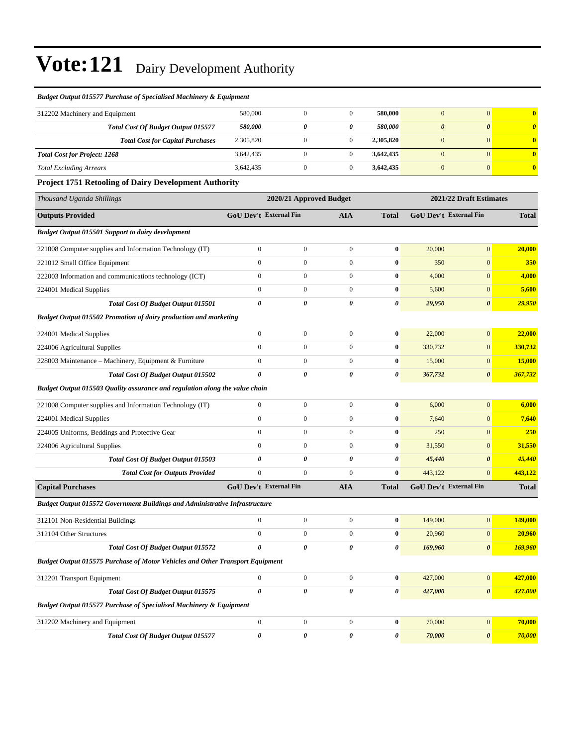# Vote:121 Dairy Development Authority

| *Budget Output 015577 Purchase of Specialised Machinery & Equipment* | | | | | | | |
|---|---|---|---|---|---|---|---|
| 312202 Machinery and Equipment | 580,000 | 0 | 0 | **580,000** | 0 | 0 | **0** |
| ***Total Cost Of Budget Output 015577*** | ***580,000*** | ***0*** | ***0*** | ***580,000*** | ***0*** | ***0*** | ***0*** |
| ***Total Cost for Capital Purchases*** | 2,305,820 | 0 | 0 | **2,305,820** | 0 | 0 | **0** |
| ***Total Cost for Project: 1268*** | 3,642,435 | 0 | 0 | **3,642,435** | 0 | 0 | **0** |
| *Total Excluding Arrears* | 3,642,435 | 0 | 0 | **3,642,435** | 0 | 0 | **0** |

### Project 1751 Retooling of Dairy Development Authority

| *Thousand Uganda Shillings* | 2020/21 Approved Budget | | | | 2021/22 Draft Estimates | | |
|---|---|---|---|---|---|---|---|
| **Outputs Provided** | **GoU Dev't** | **External Fin** | **AIA** | **Total** | **GoU Dev't** | **External Fin** | **Total** |
| ***Budget Output 015501 Support to dairy development*** | | | | | | | |
| 221008 Computer supplies and Information Technology (IT) | 0 | 0 | 0 | **0** | 20,000 | 0 | **20,000** |
| 221012 Small Office Equipment | 0 | 0 | 0 | **0** | 350 | 0 | **350** |
| 222003 Information and communications technology (ICT) | 0 | 0 | 0 | **0** | 4,000 | 0 | **4,000** |
| 224001 Medical Supplies | 0 | 0 | 0 | **0** | 5,600 | 0 | **5,600** |
| ***Total Cost Of Budget Output 015501*** | ***0*** | ***0*** | ***0*** | ***0*** | ***29,950*** | ***0*** | ***29,950*** |
| ***Budget Output 015502 Promotion of dairy production and marketing*** | | | | | | | |
| 224001 Medical Supplies | 0 | 0 | 0 | **0** | 22,000 | 0 | **22,000** |
| 224006 Agricultural Supplies | 0 | 0 | 0 | **0** | 330,732 | 0 | **330,732** |
| 228003 Maintenance – Machinery, Equipment & Furniture | 0 | 0 | 0 | **0** | 15,000 | 0 | **15,000** |
| ***Total Cost Of Budget Output 015502*** | ***0*** | ***0*** | ***0*** | ***0*** | ***367,732*** | ***0*** | ***367,732*** |
| ***Budget Output 015503 Quality assurance and regulation along the value chain*** | | | | | | | |
| 221008 Computer supplies and Information Technology (IT) | 0 | 0 | 0 | **0** | 6,000 | 0 | **6,000** |
| 224001 Medical Supplies | 0 | 0 | 0 | **0** | 7,640 | 0 | **7,640** |
| 224005 Uniforms, Beddings and Protective Gear | 0 | 0 | 0 | **0** | 250 | 0 | **250** |
| 224006 Agricultural Supplies | 0 | 0 | 0 | **0** | 31,550 | 0 | **31,550** |
| ***Total Cost Of Budget Output 015503*** | ***0*** | ***0*** | ***0*** | ***0*** | ***45,440*** | ***0*** | ***45,440*** |
| ***Total Cost for Outputs Provided*** | 0 | 0 | 0 | **0** | 443,122 | 0 | **443,122** |
| **Capital Purchases** | **GoU Dev't** | **External Fin** | **AIA** | **Total** | **GoU Dev't** | **External Fin** | **Total** |
| ***Budget Output 015572 Government Buildings and Administrative Infrastructure*** | | | | | | | |
| 312101 Non-Residential Buildings | 0 | 0 | 0 | **0** | 149,000 | 0 | **149,000** |
| 312104 Other Structures | 0 | 0 | 0 | **0** | 20,960 | 0 | **20,960** |
| ***Total Cost Of Budget Output 015572*** | ***0*** | ***0*** | ***0*** | ***0*** | ***169,960*** | ***0*** | ***169,960*** |
| ***Budget Output 015575 Purchase of Motor Vehicles and Other Transport Equipment*** | | | | | | | |
| 312201 Transport Equipment | 0 | 0 | 0 | **0** | 427,000 | 0 | **427,000** |
| ***Total Cost Of Budget Output 015575*** | ***0*** | ***0*** | ***0*** | ***0*** | ***427,000*** | ***0*** | ***427,000*** |
| ***Budget Output 015577 Purchase of Specialised Machinery & Equipment*** | | | | | | | |
| 312202 Machinery and Equipment | 0 | 0 | 0 | **0** | 70,000 | 0 | **70,000** |
| ***Total Cost Of Budget Output 015577*** | ***0*** | ***0*** | ***0*** | ***0*** | ***70,000*** | ***0*** | ***70,000*** |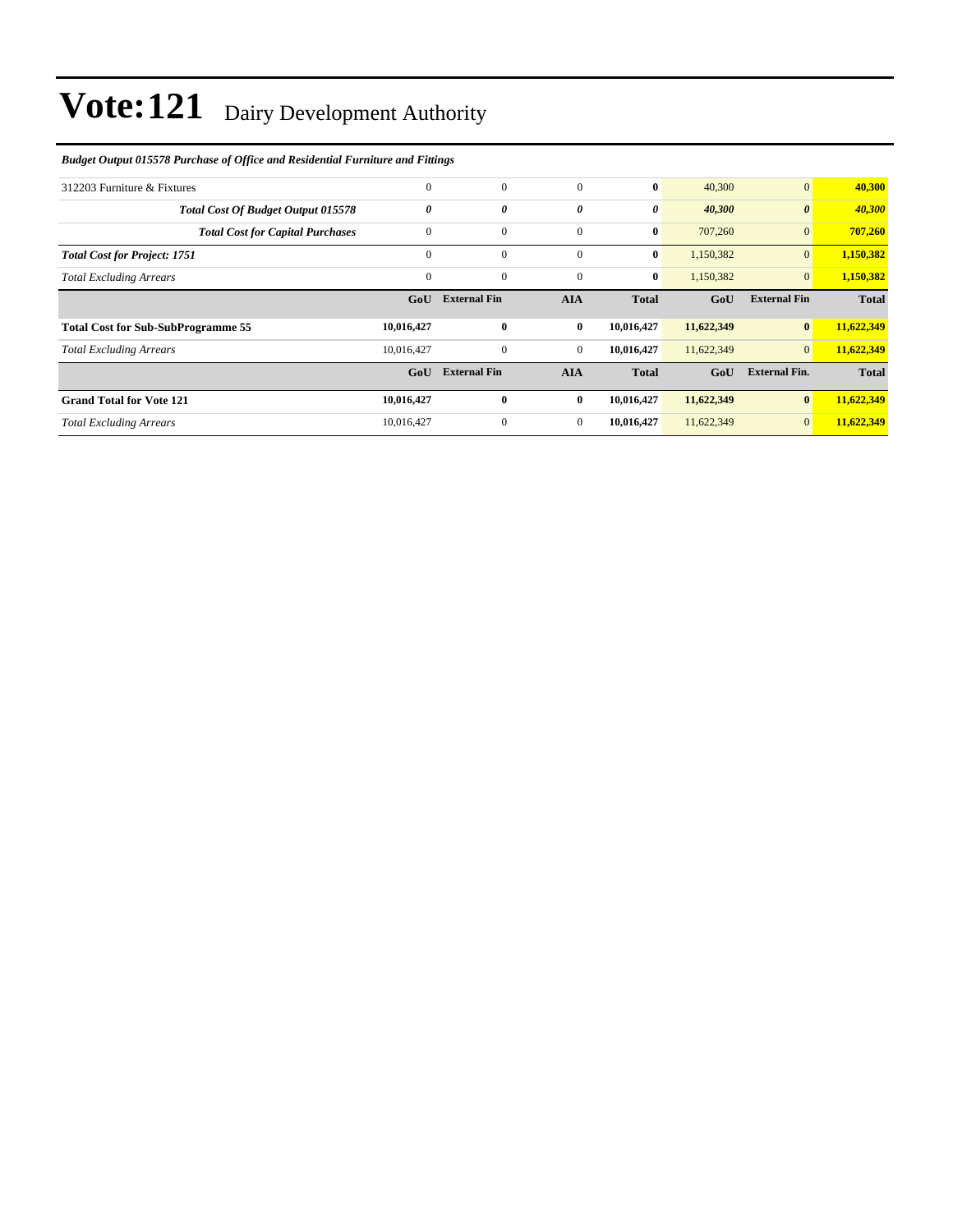# Vote:121 Dairy Development Authority

***Budget Output 015578 Purchase of Office and Residential Furniture and Fittings***

| | | | | | | | |
|---|---|---|---|---|---|---|---|
| 312203 Furniture & Fixtures | 0 | 0 | 0 | **0** | 40,300 | 0 | **40,300** |
| ***Total Cost Of Budget Output 015578*** | ***0*** | ***0*** | ***0*** | ***0*** | ***40,300*** | ***0*** | ***40,300*** |
| ***Total Cost for Capital Purchases*** | 0 | 0 | 0 | **0** | 707,260 | 0 | **707,260** |
| ***Total Cost for Project: 1751*** | 0 | 0 | 0 | **0** | 1,150,382 | 0 | **1,150,382** |
| *Total Excluding Arrears* | 0 | 0 | 0 | **0** | 1,150,382 | 0 | **1,150,382** |
| | **GoU** | **External Fin** | **AIA** | **Total** | **GoU** | **External Fin** | **Total** |
| **Total Cost for Sub-SubProgramme 55** | **10,016,427** | **0** | **0** | **10,016,427** | **11,622,349** | **0** | **11,622,349** |
| *Total Excluding Arrears* | 10,016,427 | 0 | 0 | **10,016,427** | 11,622,349 | 0 | **11,622,349** |
| | **GoU** | **External Fin** | **AIA** | **Total** | **GoU** | **External Fin.** | **Total** |
| **Grand Total for Vote 121** | **10,016,427** | **0** | **0** | **10,016,427** | **11,622,349** | **0** | **11,622,349** |
| *Total Excluding Arrears* | 10,016,427 | 0 | 0 | **10,016,427** | 11,622,349 | 0 | **11,622,349** |